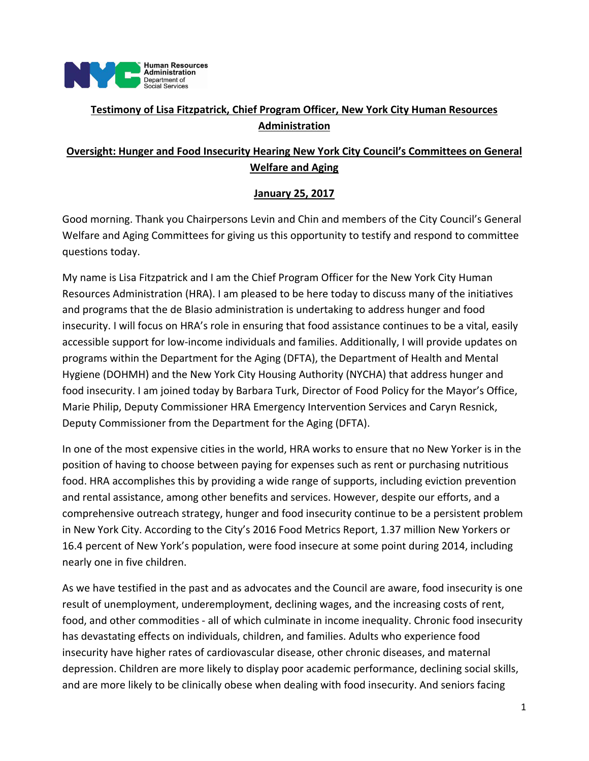Human Resources Administration
Department of Social Services

**Testimony of Lisa Fitzpatrick, Chief Program Officer, New York City Human Resources Administration**

**Oversight: Hunger and Food Insecurity Hearing New York City Council's Committees on General Welfare and Aging**

**January 25, 2017**

Good morning. Thank you Chairpersons Levin and Chin and members of the City Council's General Welfare and Aging Committees for giving us this opportunity to testify and respond to committee questions today.

My name is Lisa Fitzpatrick and I am the Chief Program Officer for the New York City Human Resources Administration (HRA). I am pleased to be here today to discuss many of the initiatives and programs that the de Blasio administration is undertaking to address hunger and food insecurity. I will focus on HRA's role in ensuring that food assistance continues to be a vital, easily accessible support for low-income individuals and families. Additionally, I will provide updates on programs within the Department for the Aging (DFTA), the Department of Health and Mental Hygiene (DOHMH) and the New York City Housing Authority (NYCHA) that address hunger and food insecurity. I am joined today by Barbara Turk, Director of Food Policy for the Mayor's Office, Marie Philip, Deputy Commissioner HRA Emergency Intervention Services and Caryn Resnick, Deputy Commissioner from the Department for the Aging (DFTA).

In one of the most expensive cities in the world, HRA works to ensure that no New Yorker is in the position of having to choose between paying for expenses such as rent or purchasing nutritious food. HRA accomplishes this by providing a wide range of supports, including eviction prevention and rental assistance, among other benefits and services. However, despite our efforts, and a comprehensive outreach strategy, hunger and food insecurity continue to be a persistent problem in New York City. According to the City's 2016 Food Metrics Report, 1.37 million New Yorkers or 16.4 percent of New York's population, were food insecure at some point during 2014, including nearly one in five children.

As we have testified in the past and as advocates and the Council are aware, food insecurity is one result of unemployment, underemployment, declining wages, and the increasing costs of rent, food, and other commodities - all of which culminate in income inequality. Chronic food insecurity has devastating effects on individuals, children, and families. Adults who experience food insecurity have higher rates of cardiovascular disease, other chronic diseases, and maternal depression. Children are more likely to display poor academic performance, declining social skills, and are more likely to be clinically obese when dealing with food insecurity. And seniors facing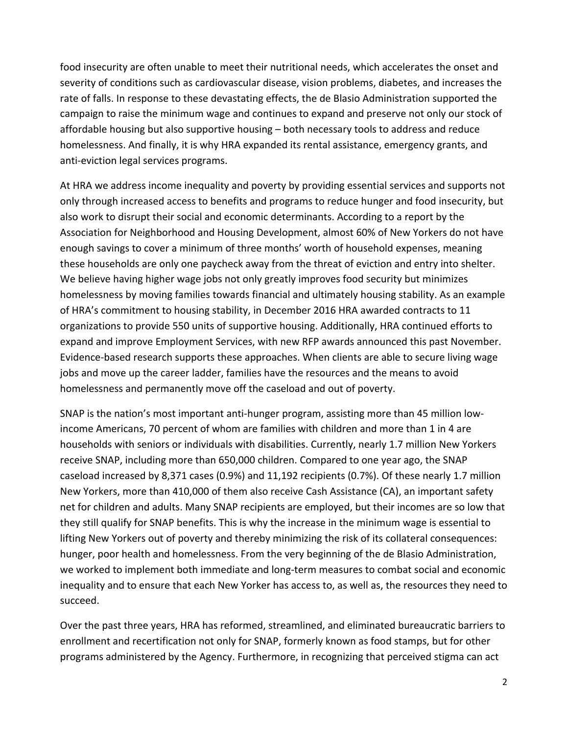food insecurity are often unable to meet their nutritional needs, which accelerates the onset and severity of conditions such as cardiovascular disease, vision problems, diabetes, and increases the rate of falls. In response to these devastating effects, the de Blasio Administration supported the campaign to raise the minimum wage and continues to expand and preserve not only our stock of affordable housing but also supportive housing – both necessary tools to address and reduce homelessness. And finally, it is why HRA expanded its rental assistance, emergency grants, and anti-eviction legal services programs.

At HRA we address income inequality and poverty by providing essential services and supports not only through increased access to benefits and programs to reduce hunger and food insecurity, but also work to disrupt their social and economic determinants. According to a report by the Association for Neighborhood and Housing Development, almost 60% of New Yorkers do not have enough savings to cover a minimum of three months' worth of household expenses, meaning these households are only one paycheck away from the threat of eviction and entry into shelter. We believe having higher wage jobs not only greatly improves food security but minimizes homelessness by moving families towards financial and ultimately housing stability. As an example of HRA's commitment to housing stability, in December 2016 HRA awarded contracts to 11 organizations to provide 550 units of supportive housing. Additionally, HRA continued efforts to expand and improve Employment Services, with new RFP awards announced this past November. Evidence-based research supports these approaches. When clients are able to secure living wage jobs and move up the career ladder, families have the resources and the means to avoid homelessness and permanently move off the caseload and out of poverty.

SNAP is the nation's most important anti-hunger program, assisting more than 45 million low-income Americans, 70 percent of whom are families with children and more than 1 in 4 are households with seniors or individuals with disabilities. Currently, nearly 1.7 million New Yorkers receive SNAP, including more than 650,000 children. Compared to one year ago, the SNAP caseload increased by 8,371 cases (0.9%) and 11,192 recipients (0.7%). Of these nearly 1.7 million New Yorkers, more than 410,000 of them also receive Cash Assistance (CA), an important safety net for children and adults. Many SNAP recipients are employed, but their incomes are so low that they still qualify for SNAP benefits. This is why the increase in the minimum wage is essential to lifting New Yorkers out of poverty and thereby minimizing the risk of its collateral consequences: hunger, poor health and homelessness. From the very beginning of the de Blasio Administration, we worked to implement both immediate and long-term measures to combat social and economic inequality and to ensure that each New Yorker has access to, as well as, the resources they need to succeed.

Over the past three years, HRA has reformed, streamlined, and eliminated bureaucratic barriers to enrollment and recertification not only for SNAP, formerly known as food stamps, but for other programs administered by the Agency. Furthermore, in recognizing that perceived stigma can act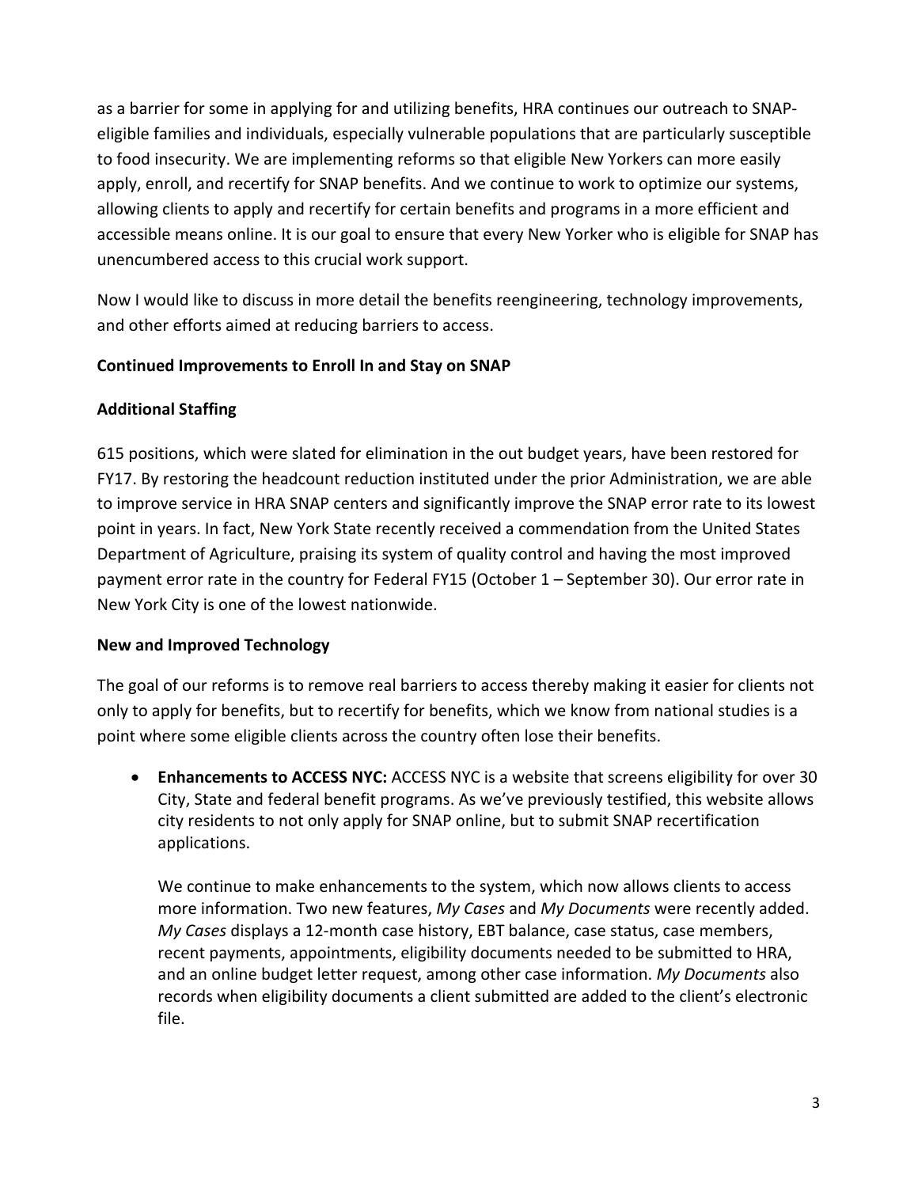as a barrier for some in applying for and utilizing benefits, HRA continues our outreach to SNAP-eligible families and individuals, especially vulnerable populations that are particularly susceptible to food insecurity. We are implementing reforms so that eligible New Yorkers can more easily apply, enroll, and recertify for SNAP benefits. And we continue to work to optimize our systems, allowing clients to apply and recertify for certain benefits and programs in a more efficient and accessible means online. It is our goal to ensure that every New Yorker who is eligible for SNAP has unencumbered access to this crucial work support.

Now I would like to discuss in more detail the benefits reengineering, technology improvements, and other efforts aimed at reducing barriers to access.

**Continued Improvements to Enroll In and Stay on SNAP**

**Additional Staffing**

615 positions, which were slated for elimination in the out budget years, have been restored for FY17. By restoring the headcount reduction instituted under the prior Administration, we are able to improve service in HRA SNAP centers and significantly improve the SNAP error rate to its lowest point in years. In fact, New York State recently received a commendation from the United States Department of Agriculture, praising its system of quality control and having the most improved payment error rate in the country for Federal FY15 (October 1 – September 30). Our error rate in New York City is one of the lowest nationwide.

**New and Improved Technology**

The goal of our reforms is to remove real barriers to access thereby making it easier for clients not only to apply for benefits, but to recertify for benefits, which we know from national studies is a point where some eligible clients across the country often lose their benefits.

- **Enhancements to ACCESS NYC:** ACCESS NYC is a website that screens eligibility for over 30 City, State and federal benefit programs. As we've previously testified, this website allows city residents to not only apply for SNAP online, but to submit SNAP recertification applications.

  We continue to make enhancements to the system, which now allows clients to access more information. Two new features, *My Cases* and *My Documents* were recently added. *My Cases* displays a 12-month case history, EBT balance, case status, case members, recent payments, appointments, eligibility documents needed to be submitted to HRA, and an online budget letter request, among other case information. *My Documents* also records when eligibility documents a client submitted are added to the client's electronic file.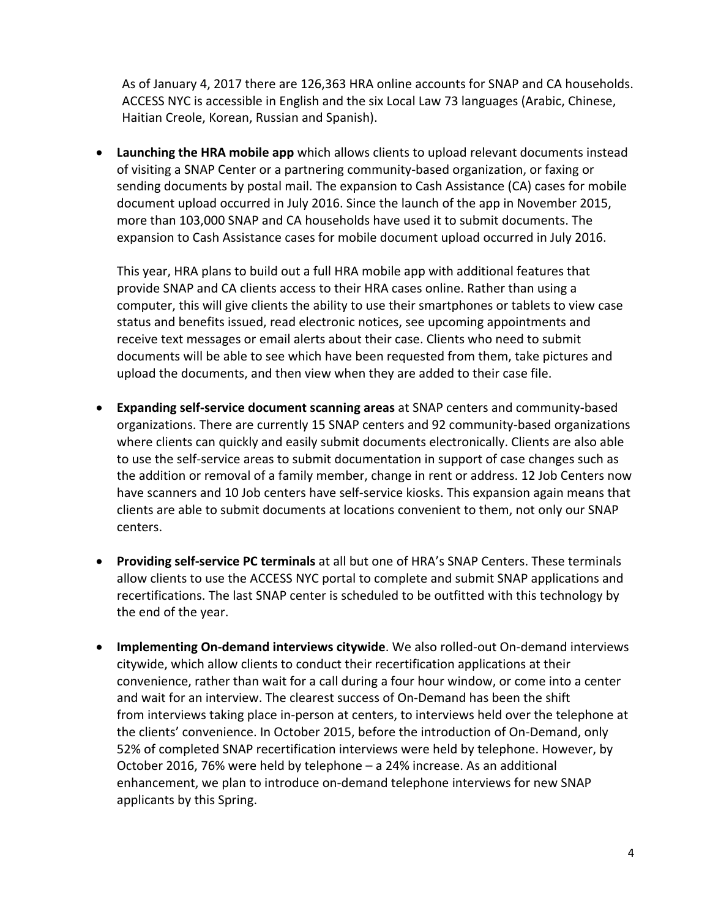As of January 4, 2017 there are 126,363 HRA online accounts for SNAP and CA households. ACCESS NYC is accessible in English and the six Local Law 73 languages (Arabic, Chinese, Haitian Creole, Korean, Russian and Spanish).

- **Launching the HRA mobile app** which allows clients to upload relevant documents instead of visiting a SNAP Center or a partnering community-based organization, or faxing or sending documents by postal mail. The expansion to Cash Assistance (CA) cases for mobile document upload occurred in July 2016. Since the launch of the app in November 2015, more than 103,000 SNAP and CA households have used it to submit documents. The expansion to Cash Assistance cases for mobile document upload occurred in July 2016.

  This year, HRA plans to build out a full HRA mobile app with additional features that provide SNAP and CA clients access to their HRA cases online. Rather than using a computer, this will give clients the ability to use their smartphones or tablets to view case status and benefits issued, read electronic notices, see upcoming appointments and receive text messages or email alerts about their case. Clients who need to submit documents will be able to see which have been requested from them, take pictures and upload the documents, and then view when they are added to their case file.

- **Expanding self-service document scanning areas** at SNAP centers and community-based organizations. There are currently 15 SNAP centers and 92 community-based organizations where clients can quickly and easily submit documents electronically. Clients are also able to use the self-service areas to submit documentation in support of case changes such as the addition or removal of a family member, change in rent or address. 12 Job Centers now have scanners and 10 Job centers have self-service kiosks. This expansion again means that clients are able to submit documents at locations convenient to them, not only our SNAP centers.

- **Providing self-service PC terminals** at all but one of HRA's SNAP Centers. These terminals allow clients to use the ACCESS NYC portal to complete and submit SNAP applications and recertifications. The last SNAP center is scheduled to be outfitted with this technology by the end of the year.

- **Implementing On-demand interviews citywide**. We also rolled-out On-demand interviews citywide, which allow clients to conduct their recertification applications at their convenience, rather than wait for a call during a four hour window, or come into a center and wait for an interview. The clearest success of On-Demand has been the shift from interviews taking place in-person at centers, to interviews held over the telephone at the clients' convenience. In October 2015, before the introduction of On-Demand, only 52% of completed SNAP recertification interviews were held by telephone. However, by October 2016, 76% were held by telephone – a 24% increase. As an additional enhancement, we plan to introduce on-demand telephone interviews for new SNAP applicants by this Spring.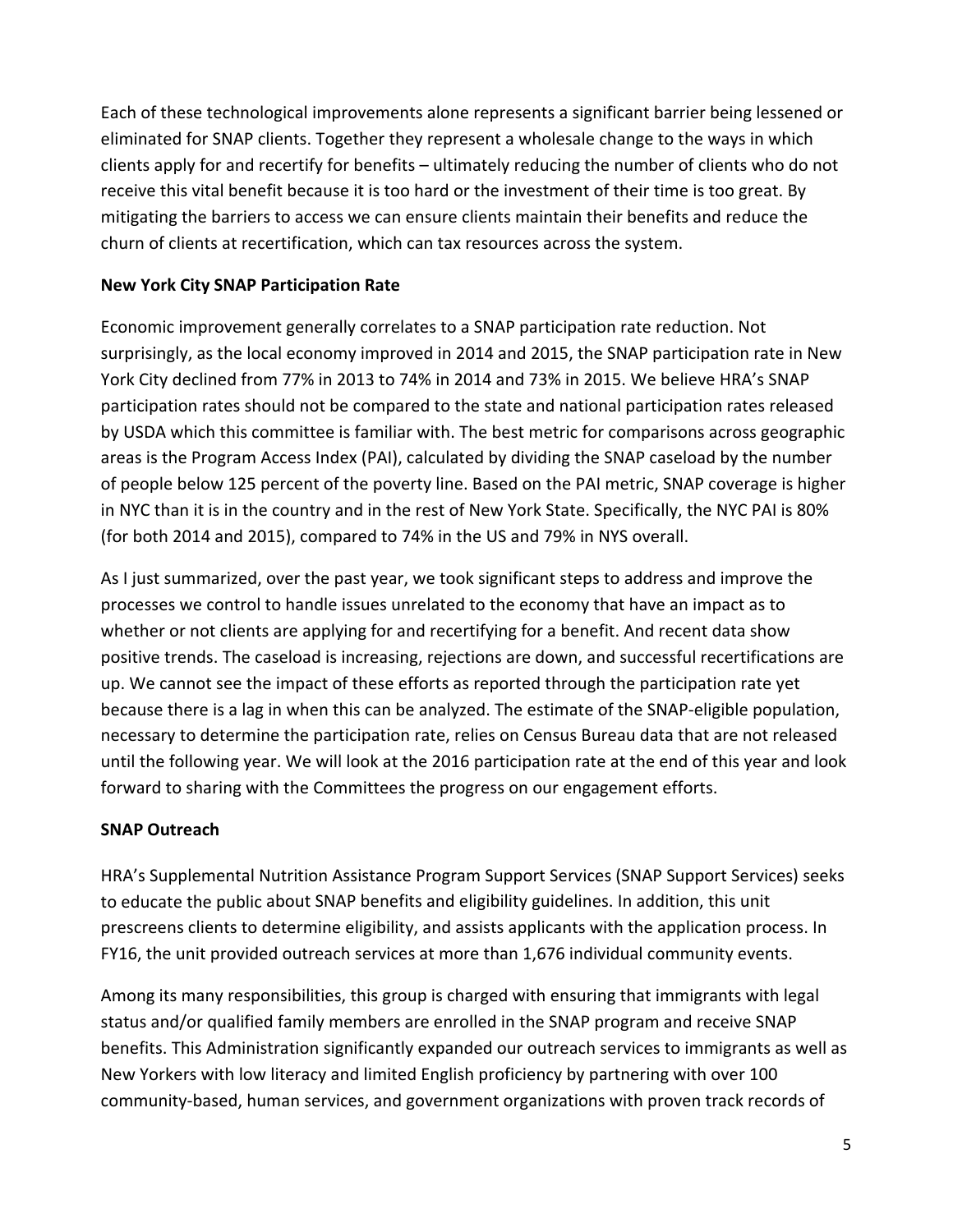Each of these technological improvements alone represents a significant barrier being lessened or eliminated for SNAP clients. Together they represent a wholesale change to the ways in which clients apply for and recertify for benefits – ultimately reducing the number of clients who do not receive this vital benefit because it is too hard or the investment of their time is too great. By mitigating the barriers to access we can ensure clients maintain their benefits and reduce the churn of clients at recertification, which can tax resources across the system.

**New York City SNAP Participation Rate**

Economic improvement generally correlates to a SNAP participation rate reduction. Not surprisingly, as the local economy improved in 2014 and 2015, the SNAP participation rate in New York City declined from 77% in 2013 to 74% in 2014 and 73% in 2015. We believe HRA's SNAP participation rates should not be compared to the state and national participation rates released by USDA which this committee is familiar with. The best metric for comparisons across geographic areas is the Program Access Index (PAI), calculated by dividing the SNAP caseload by the number of people below 125 percent of the poverty line. Based on the PAI metric, SNAP coverage is higher in NYC than it is in the country and in the rest of New York State. Specifically, the NYC PAI is 80% (for both 2014 and 2015), compared to 74% in the US and 79% in NYS overall.

As I just summarized, over the past year, we took significant steps to address and improve the processes we control to handle issues unrelated to the economy that have an impact as to whether or not clients are applying for and recertifying for a benefit. And recent data show positive trends. The caseload is increasing, rejections are down, and successful recertifications are up. We cannot see the impact of these efforts as reported through the participation rate yet because there is a lag in when this can be analyzed. The estimate of the SNAP-eligible population, necessary to determine the participation rate, relies on Census Bureau data that are not released until the following year. We will look at the 2016 participation rate at the end of this year and look forward to sharing with the Committees the progress on our engagement efforts.

**SNAP Outreach**

HRA's Supplemental Nutrition Assistance Program Support Services (SNAP Support Services) seeks to educate the public about SNAP benefits and eligibility guidelines. In addition, this unit prescreens clients to determine eligibility, and assists applicants with the application process. In FY16, the unit provided outreach services at more than 1,676 individual community events.

Among its many responsibilities, this group is charged with ensuring that immigrants with legal status and/or qualified family members are enrolled in the SNAP program and receive SNAP benefits. This Administration significantly expanded our outreach services to immigrants as well as New Yorkers with low literacy and limited English proficiency by partnering with over 100 community-based, human services, and government organizations with proven track records of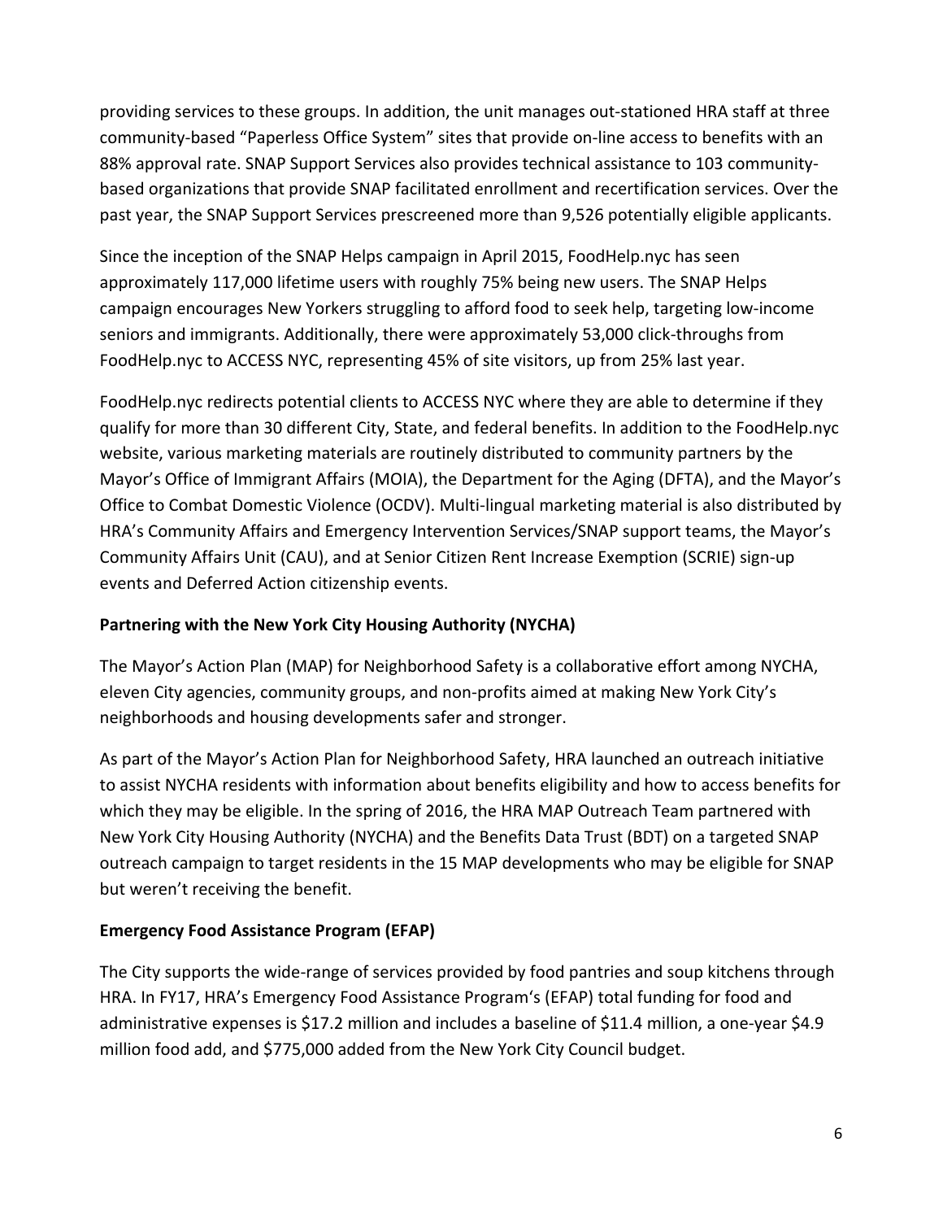providing services to these groups. In addition, the unit manages out-stationed HRA staff at three community-based "Paperless Office System" sites that provide on-line access to benefits with an 88% approval rate. SNAP Support Services also provides technical assistance to 103 community-based organizations that provide SNAP facilitated enrollment and recertification services. Over the past year, the SNAP Support Services prescreened more than 9,526 potentially eligible applicants.

Since the inception of the SNAP Helps campaign in April 2015, FoodHelp.nyc has seen approximately 117,000 lifetime users with roughly 75% being new users. The SNAP Helps campaign encourages New Yorkers struggling to afford food to seek help, targeting low-income seniors and immigrants. Additionally, there were approximately 53,000 click-throughs from FoodHelp.nyc to ACCESS NYC, representing 45% of site visitors, up from 25% last year.

FoodHelp.nyc redirects potential clients to ACCESS NYC where they are able to determine if they qualify for more than 30 different City, State, and federal benefits. In addition to the FoodHelp.nyc website, various marketing materials are routinely distributed to community partners by the Mayor's Office of Immigrant Affairs (MOIA), the Department for the Aging (DFTA), and the Mayor's Office to Combat Domestic Violence (OCDV). Multi-lingual marketing material is also distributed by HRA's Community Affairs and Emergency Intervention Services/SNAP support teams, the Mayor's Community Affairs Unit (CAU), and at Senior Citizen Rent Increase Exemption (SCRIE) sign-up events and Deferred Action citizenship events.

**Partnering with the New York City Housing Authority (NYCHA)**

The Mayor's Action Plan (MAP) for Neighborhood Safety is a collaborative effort among NYCHA, eleven City agencies, community groups, and non-profits aimed at making New York City's neighborhoods and housing developments safer and stronger.

As part of the Mayor's Action Plan for Neighborhood Safety, HRA launched an outreach initiative to assist NYCHA residents with information about benefits eligibility and how to access benefits for which they may be eligible. In the spring of 2016, the HRA MAP Outreach Team partnered with New York City Housing Authority (NYCHA) and the Benefits Data Trust (BDT) on a targeted SNAP outreach campaign to target residents in the 15 MAP developments who may be eligible for SNAP but weren't receiving the benefit.

**Emergency Food Assistance Program (EFAP)**

The City supports the wide-range of services provided by food pantries and soup kitchens through HRA. In FY17, HRA's Emergency Food Assistance Program's (EFAP) total funding for food and administrative expenses is $17.2 million and includes a baseline of $11.4 million, a one-year $4.9 million food add, and $775,000 added from the New York City Council budget.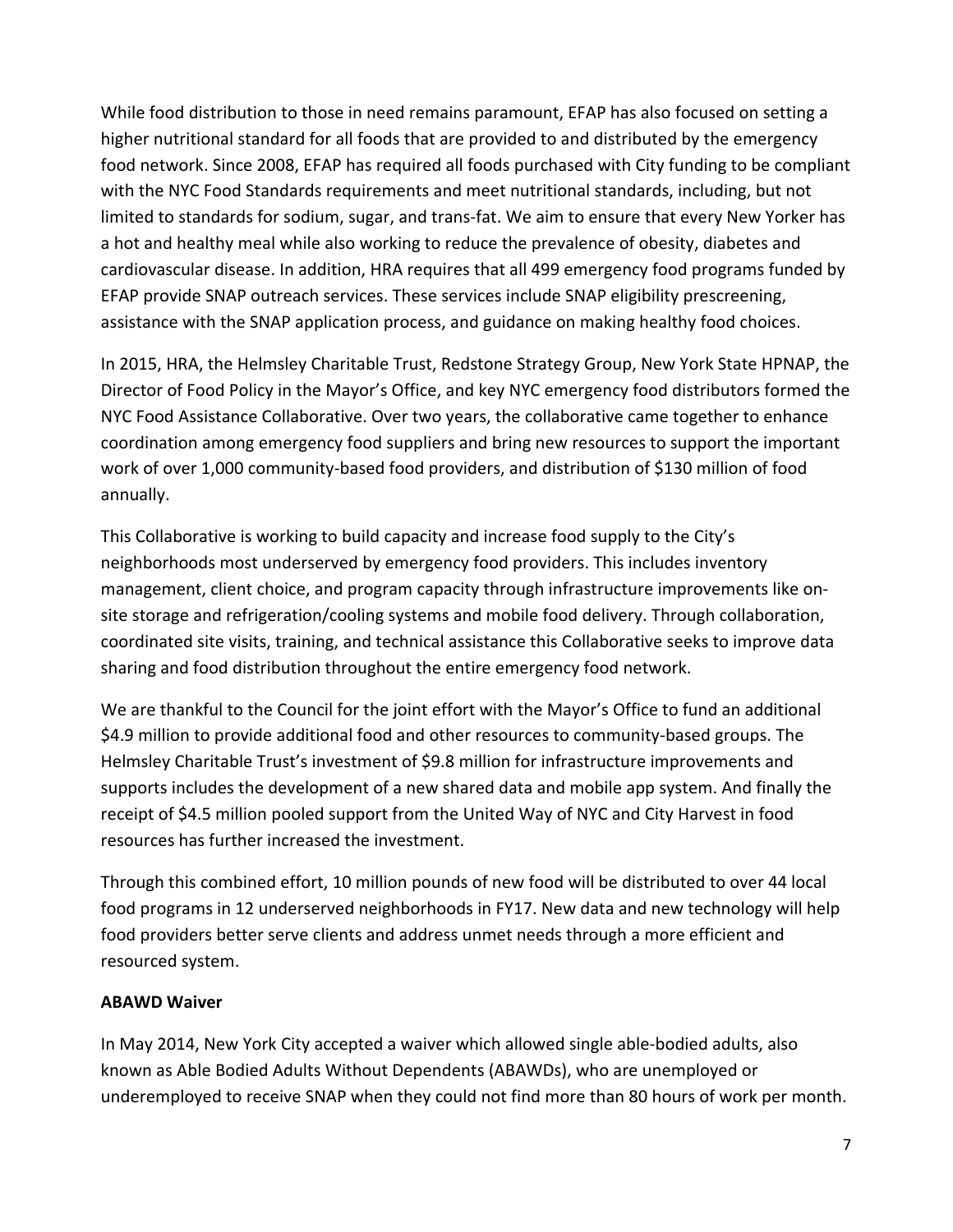While food distribution to those in need remains paramount, EFAP has also focused on setting a higher nutritional standard for all foods that are provided to and distributed by the emergency food network. Since 2008, EFAP has required all foods purchased with City funding to be compliant with the NYC Food Standards requirements and meet nutritional standards, including, but not limited to standards for sodium, sugar, and trans-fat. We aim to ensure that every New Yorker has a hot and healthy meal while also working to reduce the prevalence of obesity, diabetes and cardiovascular disease. In addition, HRA requires that all 499 emergency food programs funded by EFAP provide SNAP outreach services. These services include SNAP eligibility prescreening, assistance with the SNAP application process, and guidance on making healthy food choices.

In 2015, HRA, the Helmsley Charitable Trust, Redstone Strategy Group, New York State HPNAP, the Director of Food Policy in the Mayor's Office, and key NYC emergency food distributors formed the NYC Food Assistance Collaborative. Over two years, the collaborative came together to enhance coordination among emergency food suppliers and bring new resources to support the important work of over 1,000 community-based food providers, and distribution of $130 million of food annually.

This Collaborative is working to build capacity and increase food supply to the City's neighborhoods most underserved by emergency food providers. This includes inventory management, client choice, and program capacity through infrastructure improvements like on-site storage and refrigeration/cooling systems and mobile food delivery. Through collaboration, coordinated site visits, training, and technical assistance this Collaborative seeks to improve data sharing and food distribution throughout the entire emergency food network.

We are thankful to the Council for the joint effort with the Mayor's Office to fund an additional $4.9 million to provide additional food and other resources to community-based groups. The Helmsley Charitable Trust's investment of $9.8 million for infrastructure improvements and supports includes the development of a new shared data and mobile app system. And finally the receipt of $4.5 million pooled support from the United Way of NYC and City Harvest in food resources has further increased the investment.

Through this combined effort, 10 million pounds of new food will be distributed to over 44 local food programs in 12 underserved neighborhoods in FY17. New data and new technology will help food providers better serve clients and address unmet needs through a more efficient and resourced system.

**ABAWD Waiver**

In May 2014, New York City accepted a waiver which allowed single able-bodied adults, also known as Able Bodied Adults Without Dependents (ABAWDs), who are unemployed or underemployed to receive SNAP when they could not find more than 80 hours of work per month.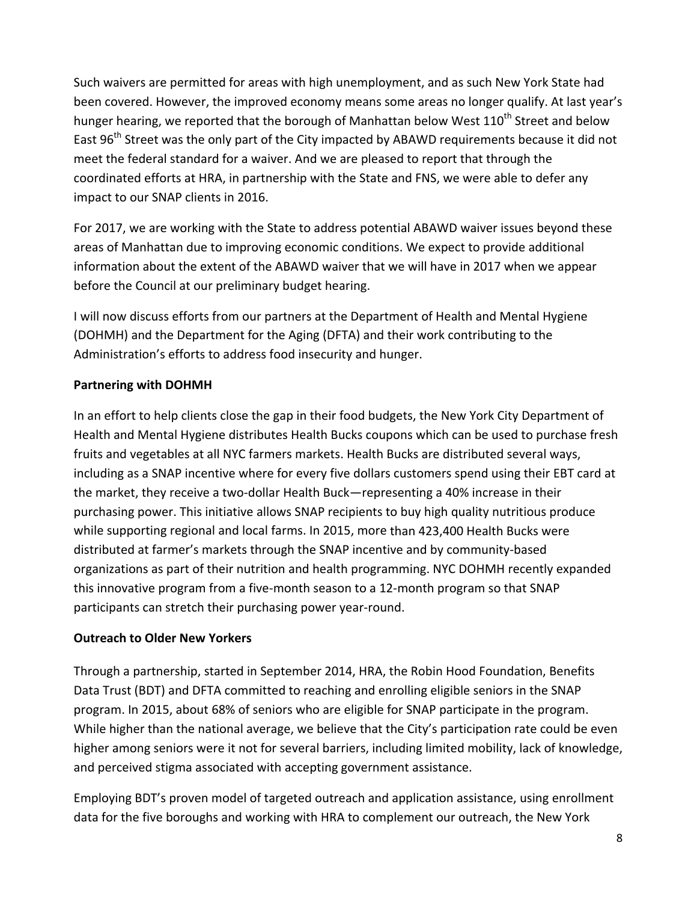Such waivers are permitted for areas with high unemployment, and as such New York State had been covered. However, the improved economy means some areas no longer qualify. At last year's hunger hearing, we reported that the borough of Manhattan below West 110th Street and below East 96th Street was the only part of the City impacted by ABAWD requirements because it did not meet the federal standard for a waiver. And we are pleased to report that through the coordinated efforts at HRA, in partnership with the State and FNS, we were able to defer any impact to our SNAP clients in 2016.

For 2017, we are working with the State to address potential ABAWD waiver issues beyond these areas of Manhattan due to improving economic conditions. We expect to provide additional information about the extent of the ABAWD waiver that we will have in 2017 when we appear before the Council at our preliminary budget hearing.

I will now discuss efforts from our partners at the Department of Health and Mental Hygiene (DOHMH) and the Department for the Aging (DFTA) and their work contributing to the Administration's efforts to address food insecurity and hunger.

**Partnering with DOHMH**

In an effort to help clients close the gap in their food budgets, the New York City Department of Health and Mental Hygiene distributes Health Bucks coupons which can be used to purchase fresh fruits and vegetables at all NYC farmers markets. Health Bucks are distributed several ways, including as a SNAP incentive where for every five dollars customers spend using their EBT card at the market, they receive a two-dollar Health Buck—representing a 40% increase in their purchasing power. This initiative allows SNAP recipients to buy high quality nutritious produce while supporting regional and local farms. In 2015, more than 423,400 Health Bucks were distributed at farmer's markets through the SNAP incentive and by community-based organizations as part of their nutrition and health programming. NYC DOHMH recently expanded this innovative program from a five-month season to a 12-month program so that SNAP participants can stretch their purchasing power year-round.

**Outreach to Older New Yorkers**

Through a partnership, started in September 2014, HRA, the Robin Hood Foundation, Benefits Data Trust (BDT) and DFTA committed to reaching and enrolling eligible seniors in the SNAP program. In 2015, about 68% of seniors who are eligible for SNAP participate in the program. While higher than the national average, we believe that the City's participation rate could be even higher among seniors were it not for several barriers, including limited mobility, lack of knowledge, and perceived stigma associated with accepting government assistance.

Employing BDT's proven model of targeted outreach and application assistance, using enrollment data for the five boroughs and working with HRA to complement our outreach, the New York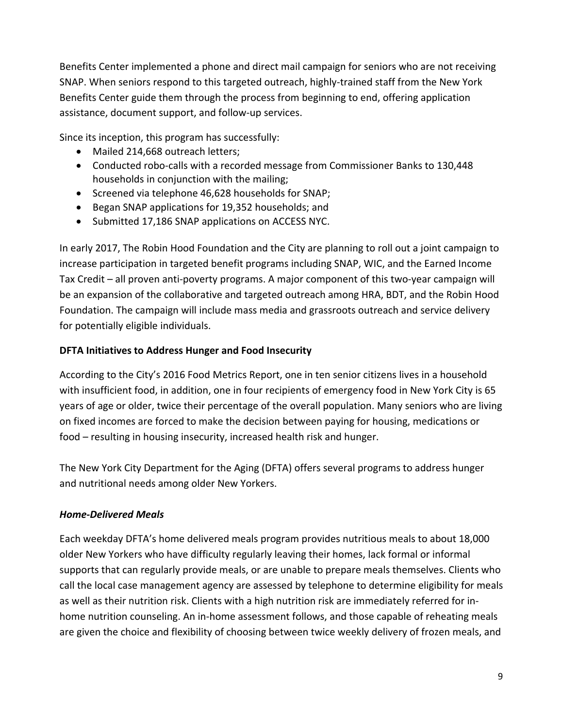Benefits Center implemented a phone and direct mail campaign for seniors who are not receiving SNAP. When seniors respond to this targeted outreach, highly-trained staff from the New York Benefits Center guide them through the process from beginning to end, offering application assistance, document support, and follow-up services.

Since its inception, this program has successfully:

- Mailed 214,668 outreach letters;
- Conducted robo-calls with a recorded message from Commissioner Banks to 130,448 households in conjunction with the mailing;
- Screened via telephone 46,628 households for SNAP;
- Began SNAP applications for 19,352 households; and
- Submitted 17,186 SNAP applications on ACCESS NYC.

In early 2017, The Robin Hood Foundation and the City are planning to roll out a joint campaign to increase participation in targeted benefit programs including SNAP, WIC, and the Earned Income Tax Credit – all proven anti-poverty programs. A major component of this two-year campaign will be an expansion of the collaborative and targeted outreach among HRA, BDT, and the Robin Hood Foundation. The campaign will include mass media and grassroots outreach and service delivery for potentially eligible individuals.

**DFTA Initiatives to Address Hunger and Food Insecurity**

According to the City's 2016 Food Metrics Report, one in ten senior citizens lives in a household with insufficient food, in addition, one in four recipients of emergency food in New York City is 65 years of age or older, twice their percentage of the overall population. Many seniors who are living on fixed incomes are forced to make the decision between paying for housing, medications or food – resulting in housing insecurity, increased health risk and hunger.

The New York City Department for the Aging (DFTA) offers several programs to address hunger and nutritional needs among older New Yorkers.

***Home-Delivered Meals***

Each weekday DFTA's home delivered meals program provides nutritious meals to about 18,000 older New Yorkers who have difficulty regularly leaving their homes, lack formal or informal supports that can regularly provide meals, or are unable to prepare meals themselves. Clients who call the local case management agency are assessed by telephone to determine eligibility for meals as well as their nutrition risk. Clients with a high nutrition risk are immediately referred for in-home nutrition counseling. An in-home assessment follows, and those capable of reheating meals are given the choice and flexibility of choosing between twice weekly delivery of frozen meals, and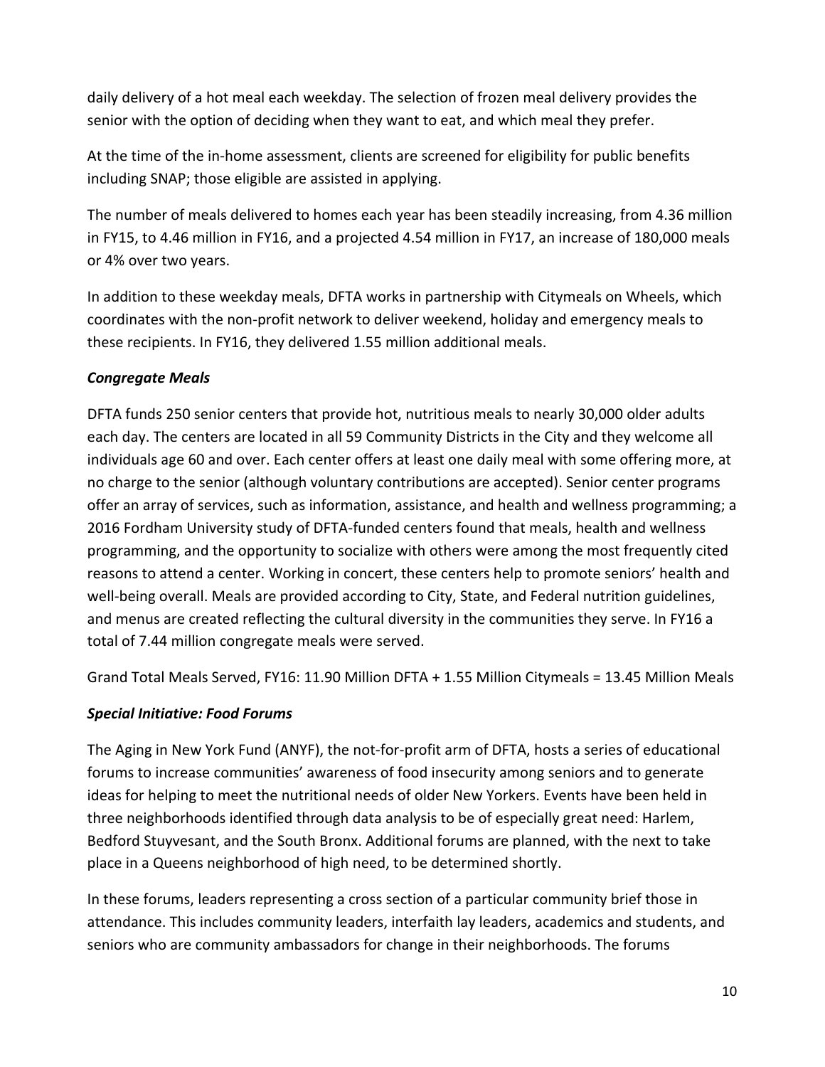daily delivery of a hot meal each weekday. The selection of frozen meal delivery provides the senior with the option of deciding when they want to eat, and which meal they prefer.

At the time of the in-home assessment, clients are screened for eligibility for public benefits including SNAP; those eligible are assisted in applying.

The number of meals delivered to homes each year has been steadily increasing, from 4.36 million in FY15, to 4.46 million in FY16, and a projected 4.54 million in FY17, an increase of 180,000 meals or 4% over two years.

In addition to these weekday meals, DFTA works in partnership with Citymeals on Wheels, which coordinates with the non-profit network to deliver weekend, holiday and emergency meals to these recipients. In FY16, they delivered 1.55 million additional meals.

***Congregate Meals***

DFTA funds 250 senior centers that provide hot, nutritious meals to nearly 30,000 older adults each day. The centers are located in all 59 Community Districts in the City and they welcome all individuals age 60 and over. Each center offers at least one daily meal with some offering more, at no charge to the senior (although voluntary contributions are accepted). Senior center programs offer an array of services, such as information, assistance, and health and wellness programming; a 2016 Fordham University study of DFTA-funded centers found that meals, health and wellness programming, and the opportunity to socialize with others were among the most frequently cited reasons to attend a center. Working in concert, these centers help to promote seniors' health and well-being overall. Meals are provided according to City, State, and Federal nutrition guidelines, and menus are created reflecting the cultural diversity in the communities they serve. In FY16 a total of 7.44 million congregate meals were served.

Grand Total Meals Served, FY16: 11.90 Million DFTA + 1.55 Million Citymeals = 13.45 Million Meals

***Special Initiative: Food Forums***

The Aging in New York Fund (ANYF), the not-for-profit arm of DFTA, hosts a series of educational forums to increase communities' awareness of food insecurity among seniors and to generate ideas for helping to meet the nutritional needs of older New Yorkers. Events have been held in three neighborhoods identified through data analysis to be of especially great need: Harlem, Bedford Stuyvesant, and the South Bronx. Additional forums are planned, with the next to take place in a Queens neighborhood of high need, to be determined shortly.

In these forums, leaders representing a cross section of a particular community brief those in attendance. This includes community leaders, interfaith lay leaders, academics and students, and seniors who are community ambassadors for change in their neighborhoods. The forums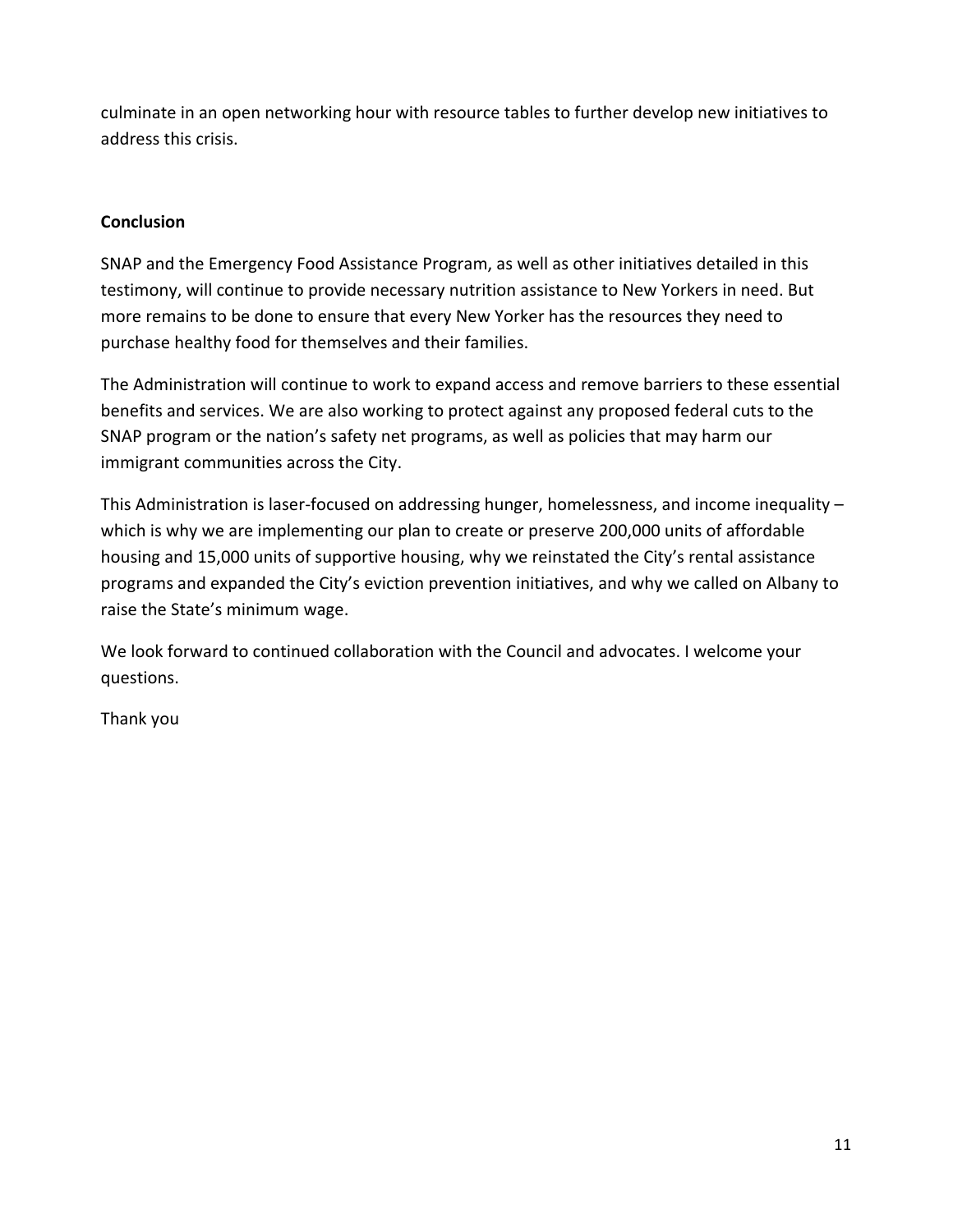culminate in an open networking hour with resource tables to further develop new initiatives to address this crisis.

## Conclusion

SNAP and the Emergency Food Assistance Program, as well as other initiatives detailed in this testimony, will continue to provide necessary nutrition assistance to New Yorkers in need. But more remains to be done to ensure that every New Yorker has the resources they need to purchase healthy food for themselves and their families.

The Administration will continue to work to expand access and remove barriers to these essential benefits and services. We are also working to protect against any proposed federal cuts to the SNAP program or the nation's safety net programs, as well as policies that may harm our immigrant communities across the City.

This Administration is laser-focused on addressing hunger, homelessness, and income inequality – which is why we are implementing our plan to create or preserve 200,000 units of affordable housing and 15,000 units of supportive housing, why we reinstated the City's rental assistance programs and expanded the City's eviction prevention initiatives, and why we called on Albany to raise the State's minimum wage.

We look forward to continued collaboration with the Council and advocates. I welcome your questions.

Thank you